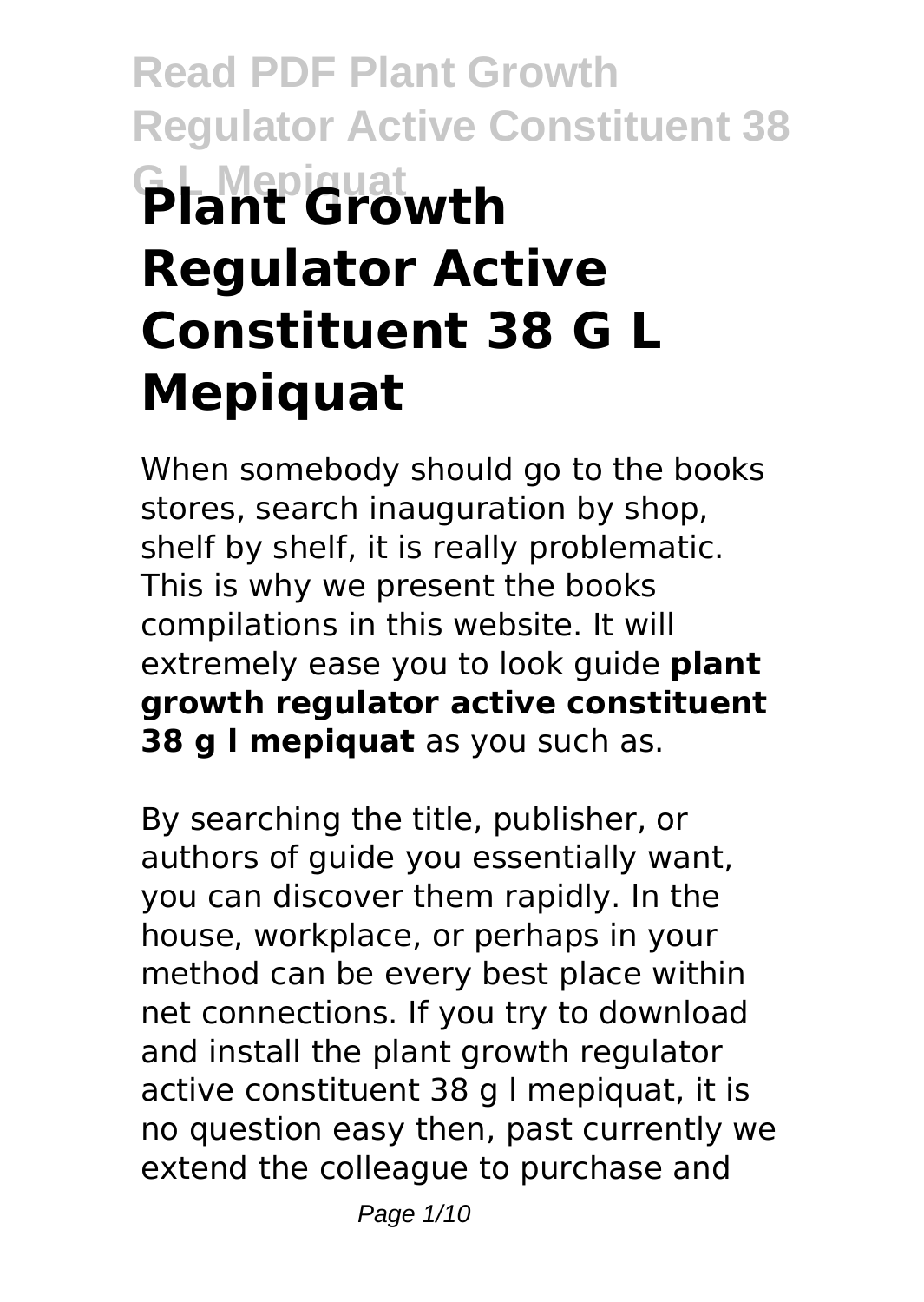# Plant Growth Regulator Active Constituent 38 G L Mepiquat

When somebody should go to the books stores, search inauguration by shop, shelf by shelf, it is really problematic. This is why we present the books compilations in this website. It will extremely ease you to look guide **plant growth regulator active constituent 38 g l mepiquat** as you such as.

By searching the title, publisher, or authors of guide you essentially want, you can discover them rapidly. In the house, workplace, or perhaps in your method can be every best place within net connections. If you try to download and install the plant growth regulator active constituent 38 g l mepiquat, it is no question easy then, past currently we extend the colleague to purchase and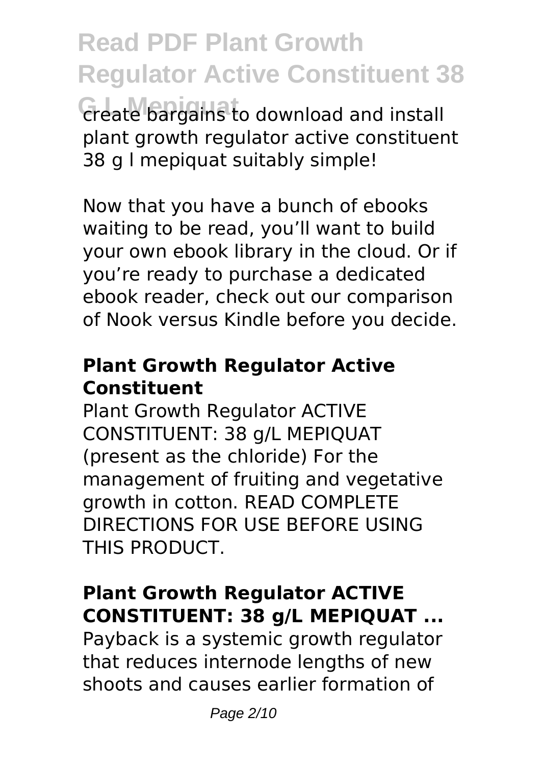create bargains to download and install plant growth regulator active constituent 38 g l mepiquat suitably simple!

Now that you have a bunch of ebooks waiting to be read, you'll want to build your own ebook library in the cloud. Or if you're ready to purchase a dedicated ebook reader, check out our comparison of Nook versus Kindle before you decide.

### Plant Growth Regulator Active Constituent

Plant Growth Regulator ACTIVE CONSTITUENT: 38 g/L MEPIQUAT (present as the chloride) For the management of fruiting and vegetative growth in cotton. READ COMPLETE DIRECTIONS FOR USE BEFORE USING THIS PRODUCT.

### Plant Growth Regulator ACTIVE CONSTITUENT: 38 g/L MEPIQUAT ...

Payback is a systemic growth regulator that reduces internode lengths of new shoots and causes earlier formation of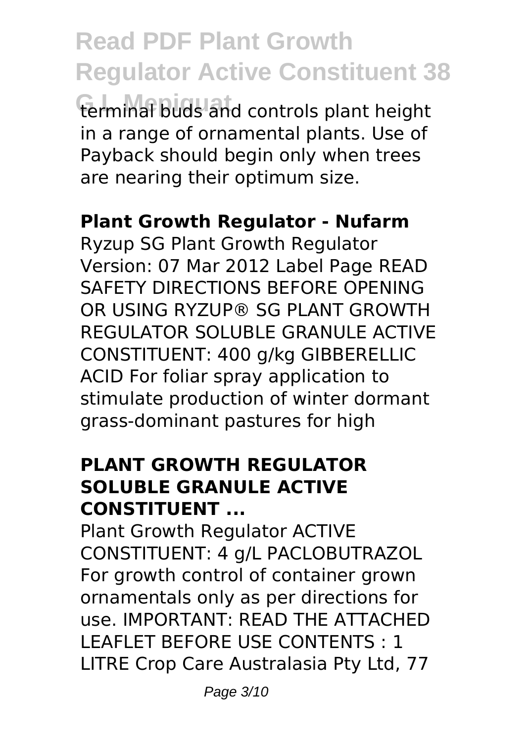terminal buds and controls plant height in a range of ornamental plants. Use of Payback should begin only when trees are nearing their optimum size.

### Plant Growth Regulator - Nufarm

Ryzup SG Plant Growth Regulator Version: 07 Mar 2012 Label Page READ SAFETY DIRECTIONS BEFORE OPENING OR USING RYZUP® SG PLANT GROWTH REGULATOR SOLUBLE GRANULE ACTIVE CONSTITUENT: 400 g/kg GIBBERELLIC ACID For foliar spray application to stimulate production of winter dormant grass-dominant pastures for high

### PLANT GROWTH REGULATOR SOLUBLE GRANULE ACTIVE CONSTITUENT ...

Plant Growth Regulator ACTIVE CONSTITUENT: 4 g/L PACLOBUTRAZOL For growth control of container grown ornamentals only as per directions for use. IMPORTANT: READ THE ATTACHED LEAFLET BEFORE USE CONTENTS : 1 LITRE Crop Care Australasia Pty Ltd, 77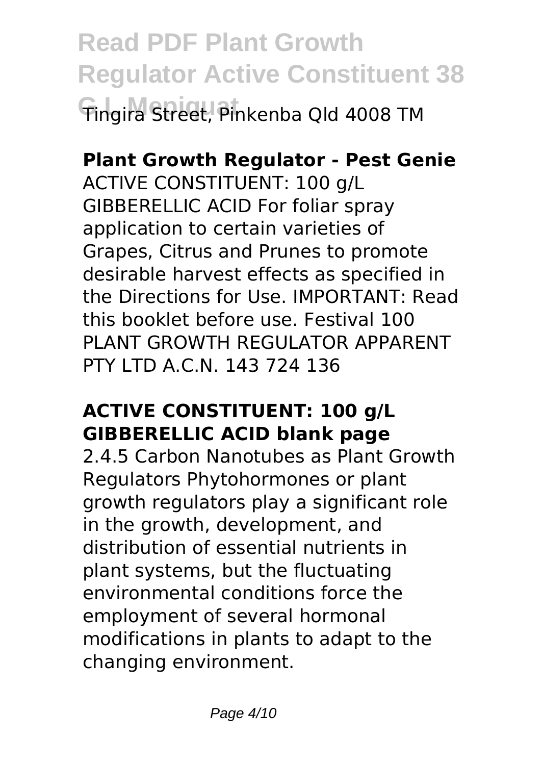Tingira Street, Pinkenba Qld 4008 TM

**Plant Growth Regulator - Pest Genie**

ACTIVE CONSTITUENT: 100 g/L GIBBERELLIC ACID For foliar spray application to certain varieties of Grapes, Citrus and Prunes to promote desirable harvest effects as specified in the Directions for Use. IMPORTANT: Read this booklet before use. Festival 100 PLANT GROWTH REGULATOR APPARENT PTY LTD A.C.N. 143 724 136

**ACTIVE CONSTITUENT: 100 g/L GIBBERELLIC ACID blank page**

2.4.5 Carbon Nanotubes as Plant Growth Regulators Phytohormones or plant growth regulators play a significant role in the growth, development, and distribution of essential nutrients in plant systems, but the fluctuating environmental conditions force the employment of several hormonal modifications in plants to adapt to the changing environment.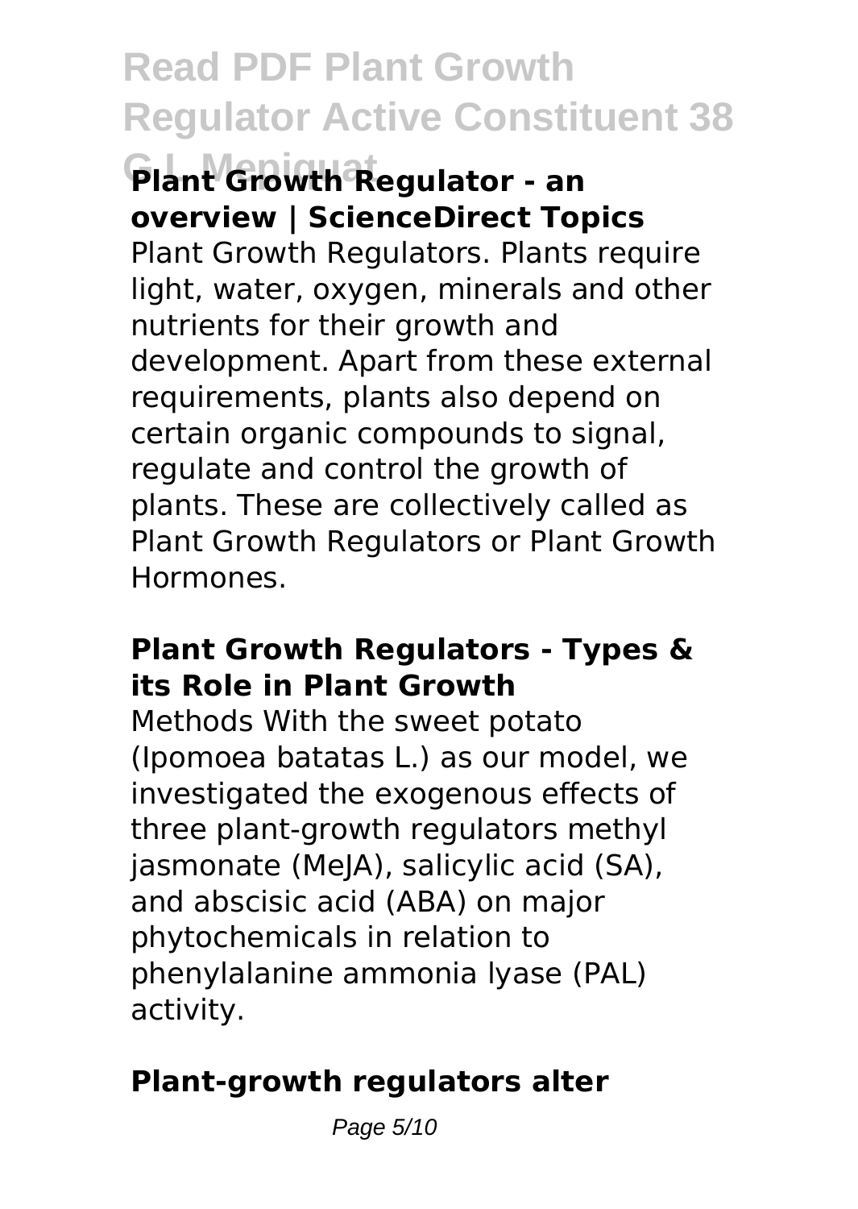### Plant Growth Regulator - an overview | ScienceDirect Topics

Plant Growth Regulators. Plants require light, water, oxygen, minerals and other nutrients for their growth and development. Apart from these external requirements, plants also depend on certain organic compounds to signal, regulate and control the growth of plants. These are collectively called as Plant Growth Regulators or Plant Growth Hormones.

### Plant Growth Regulators - Types & its Role in Plant Growth

Methods With the sweet potato (Ipomoea batatas L.) as our model, we investigated the exogenous effects of three plant-growth regulators methyl jasmonate (MeJA), salicylic acid (SA), and abscisic acid (ABA) on major phytochemicals in relation to phenylalanine ammonia lyase (PAL) activity.

### Plant-growth regulators alter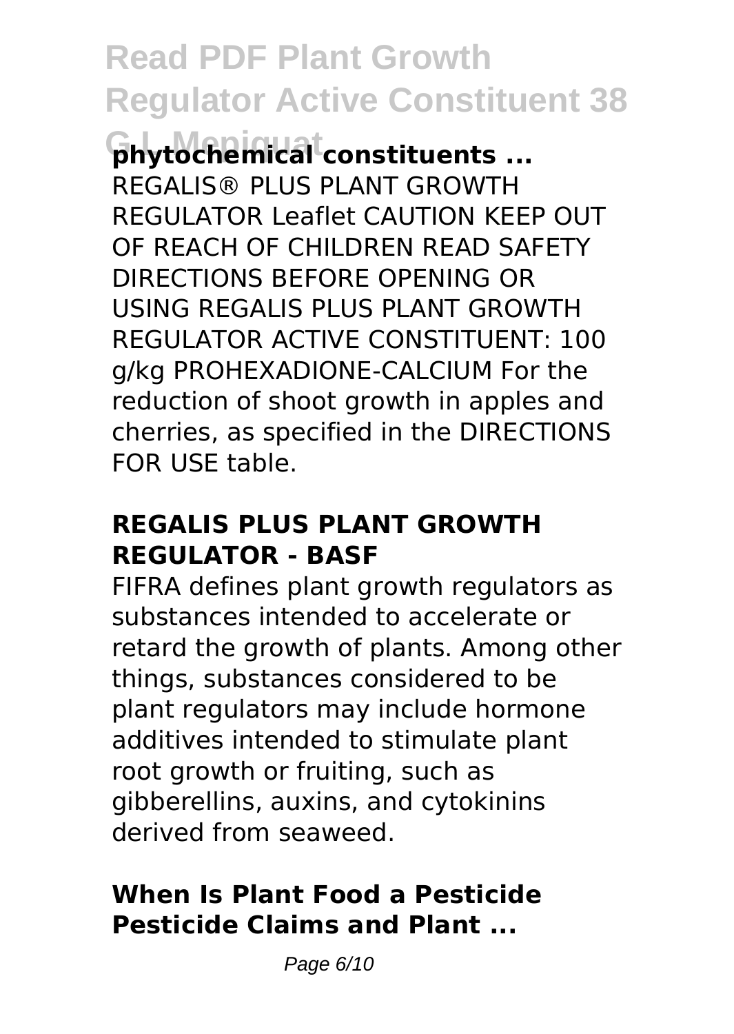**phytochemical constituents ...**
REGALIS® PLUS PLANT GROWTH REGULATOR Leaflet CAUTION KEEP OUT OF REACH OF CHILDREN READ SAFETY DIRECTIONS BEFORE OPENING OR USING REGALIS PLUS PLANT GROWTH REGULATOR ACTIVE CONSTITUENT: 100 g/kg PROHEXADIONE-CALCIUM For the reduction of shoot growth in apples and cherries, as specified in the DIRECTIONS FOR USE table.

### REGALIS PLUS PLANT GROWTH REGULATOR - BASF

FIFRA defines plant growth regulators as substances intended to accelerate or retard the growth of plants. Among other things, substances considered to be plant regulators may include hormone additives intended to stimulate plant root growth or fruiting, such as gibberellins, auxins, and cytokinins derived from seaweed.

### When Is Plant Food a Pesticide Pesticide Claims and Plant ...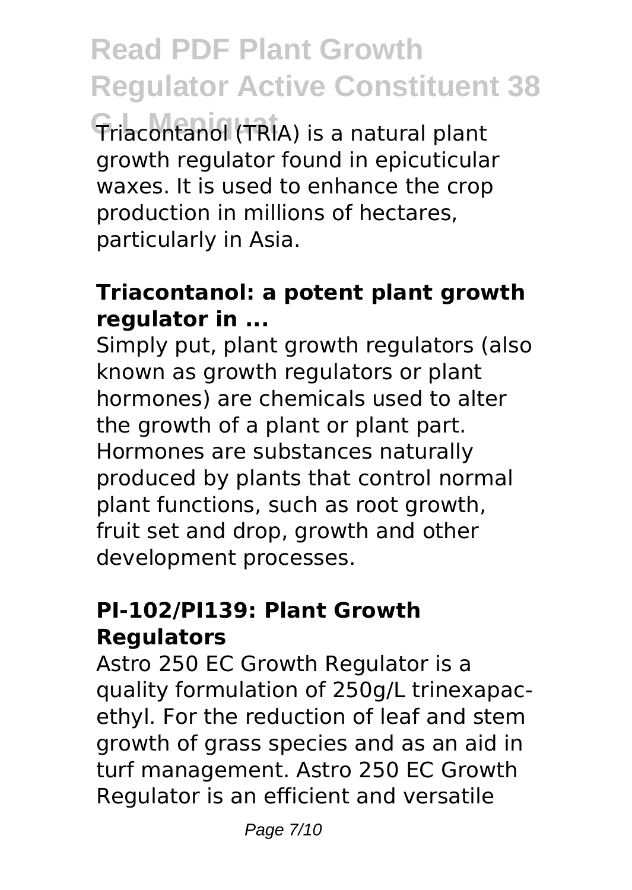Triacontanol (TRIA) is a natural plant growth regulator found in epicuticular waxes. It is used to enhance the crop production in millions of hectares, particularly in Asia.

### Triacontanol: a potent plant growth regulator in ...

Simply put, plant growth regulators (also known as growth regulators or plant hormones) are chemicals used to alter the growth of a plant or plant part. Hormones are substances naturally produced by plants that control normal plant functions, such as root growth, fruit set and drop, growth and other development processes.

### PI-102/PI139: Plant Growth Regulators

Astro 250 EC Growth Regulator is a quality formulation of 250g/L trinexapac-ethyl. For the reduction of leaf and stem growth of grass species and as an aid in turf management. Astro 250 EC Growth Regulator is an efficient and versatile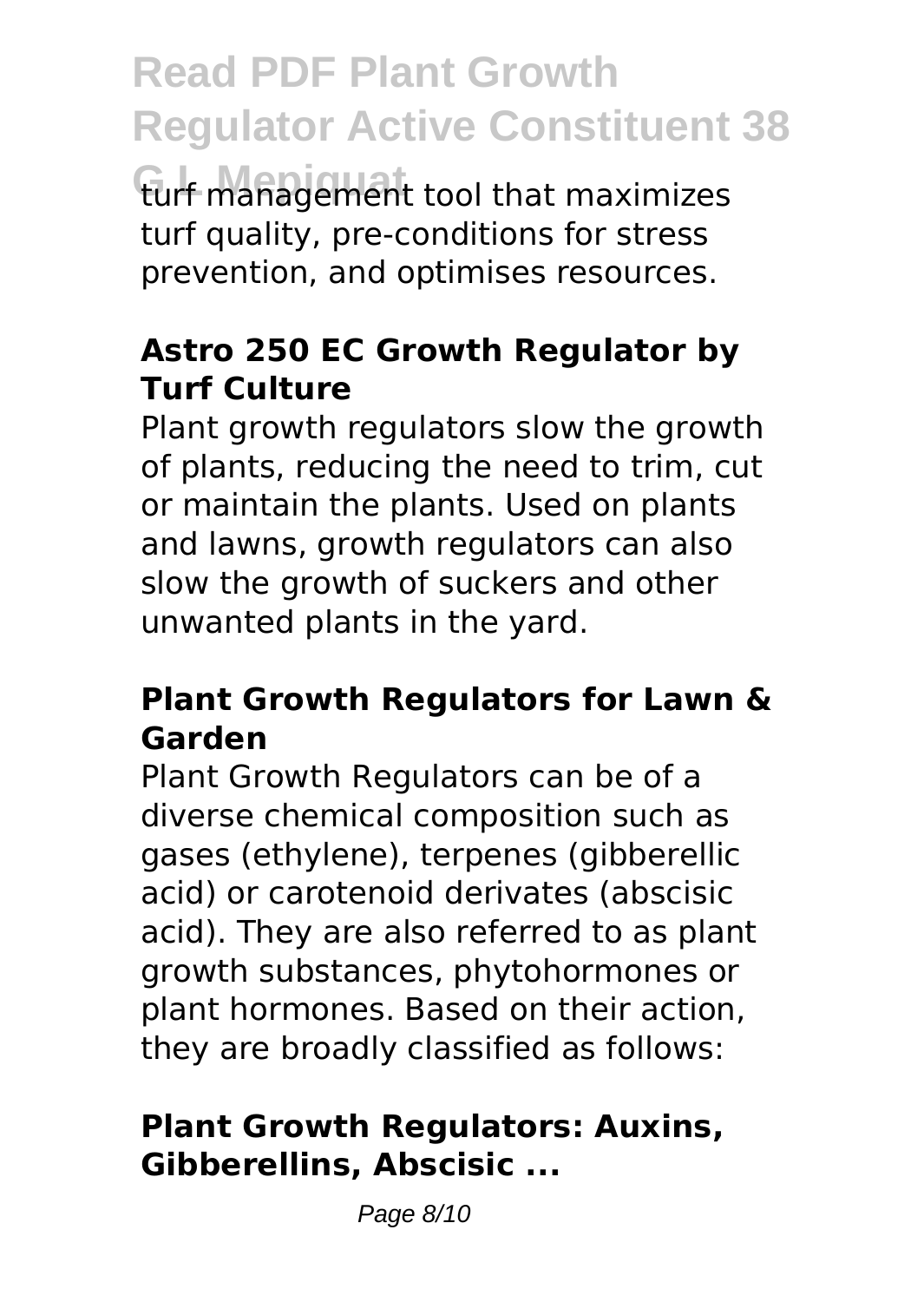turf management tool that maximizes turf quality, pre-conditions for stress prevention, and optimises resources.

### Astro 250 EC Growth Regulator by Turf Culture

Plant growth regulators slow the growth of plants, reducing the need to trim, cut or maintain the plants. Used on plants and lawns, growth regulators can also slow the growth of suckers and other unwanted plants in the yard.

### Plant Growth Regulators for Lawn & Garden

Plant Growth Regulators can be of a diverse chemical composition such as gases (ethylene), terpenes (gibberellic acid) or carotenoid derivates (abscisic acid). They are also referred to as plant growth substances, phytohormones or plant hormones. Based on their action, they are broadly classified as follows:

### Plant Growth Regulators: Auxins, Gibberellins, Abscisic ...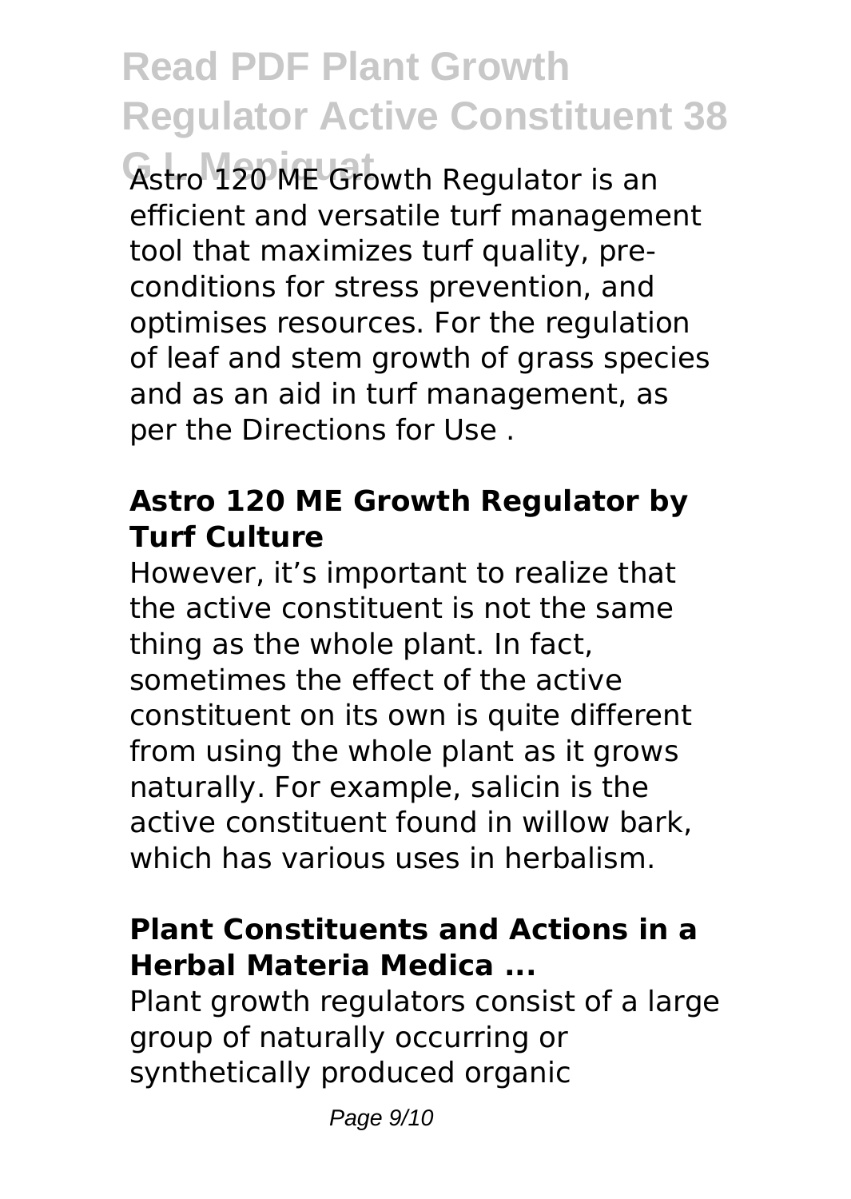Astro 120 ME Growth Regulator is an efficient and versatile turf management tool that maximizes turf quality, pre-conditions for stress prevention, and optimises resources. For the regulation of leaf and stem growth of grass species and as an aid in turf management, as per the Directions for Use .

### Astro 120 ME Growth Regulator by Turf Culture

However, it's important to realize that the active constituent is not the same thing as the whole plant. In fact, sometimes the effect of the active constituent on its own is quite different from using the whole plant as it grows naturally. For example, salicin is the active constituent found in willow bark, which has various uses in herbalism.

### Plant Constituents and Actions in a Herbal Materia Medica ...

Plant growth regulators consist of a large group of naturally occurring or synthetically produced organic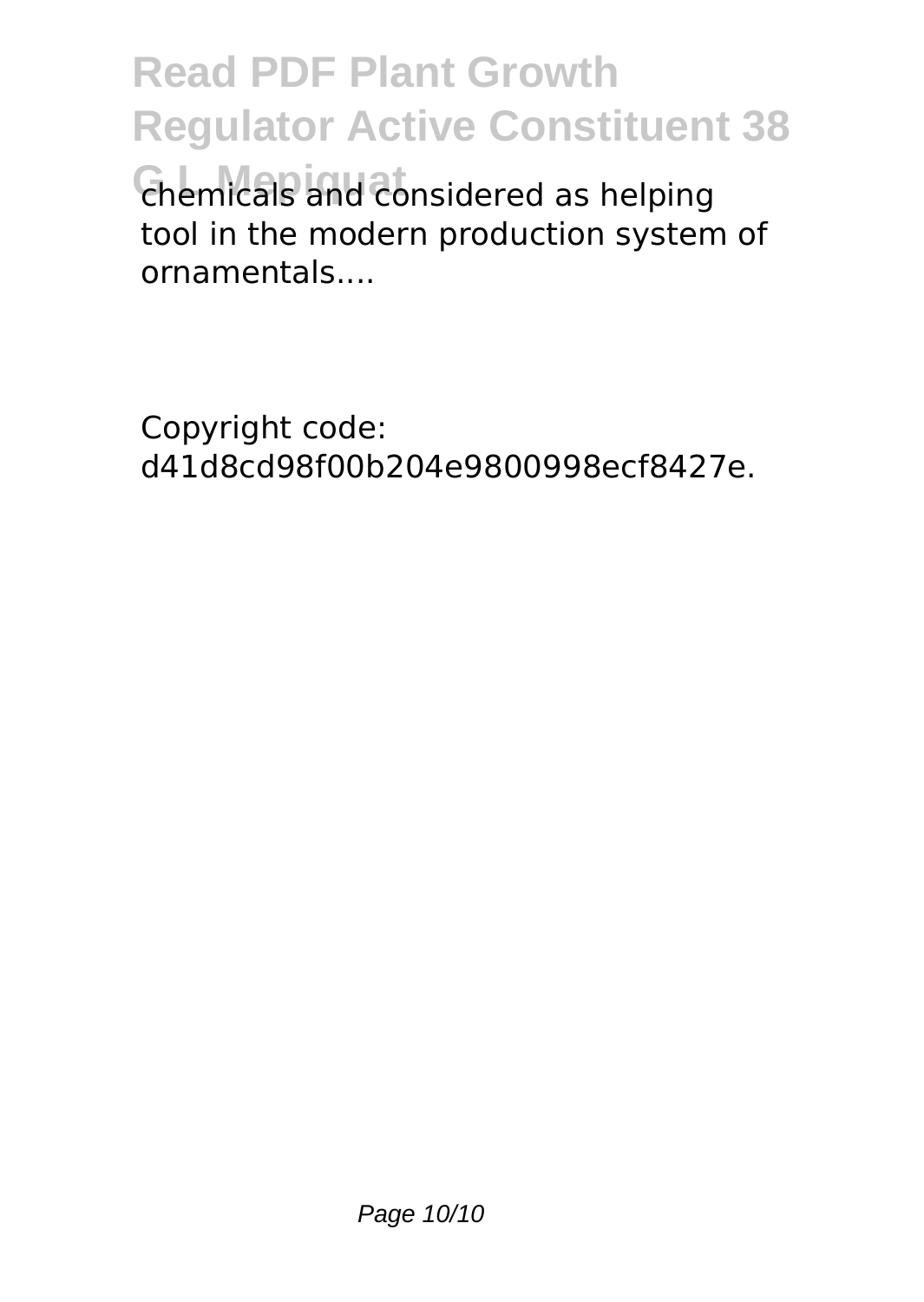chemicals and considered as helping tool in the modern production system of ornamentals....

Copyright code: d41d8cd98f00b204e9800998ecf8427e.